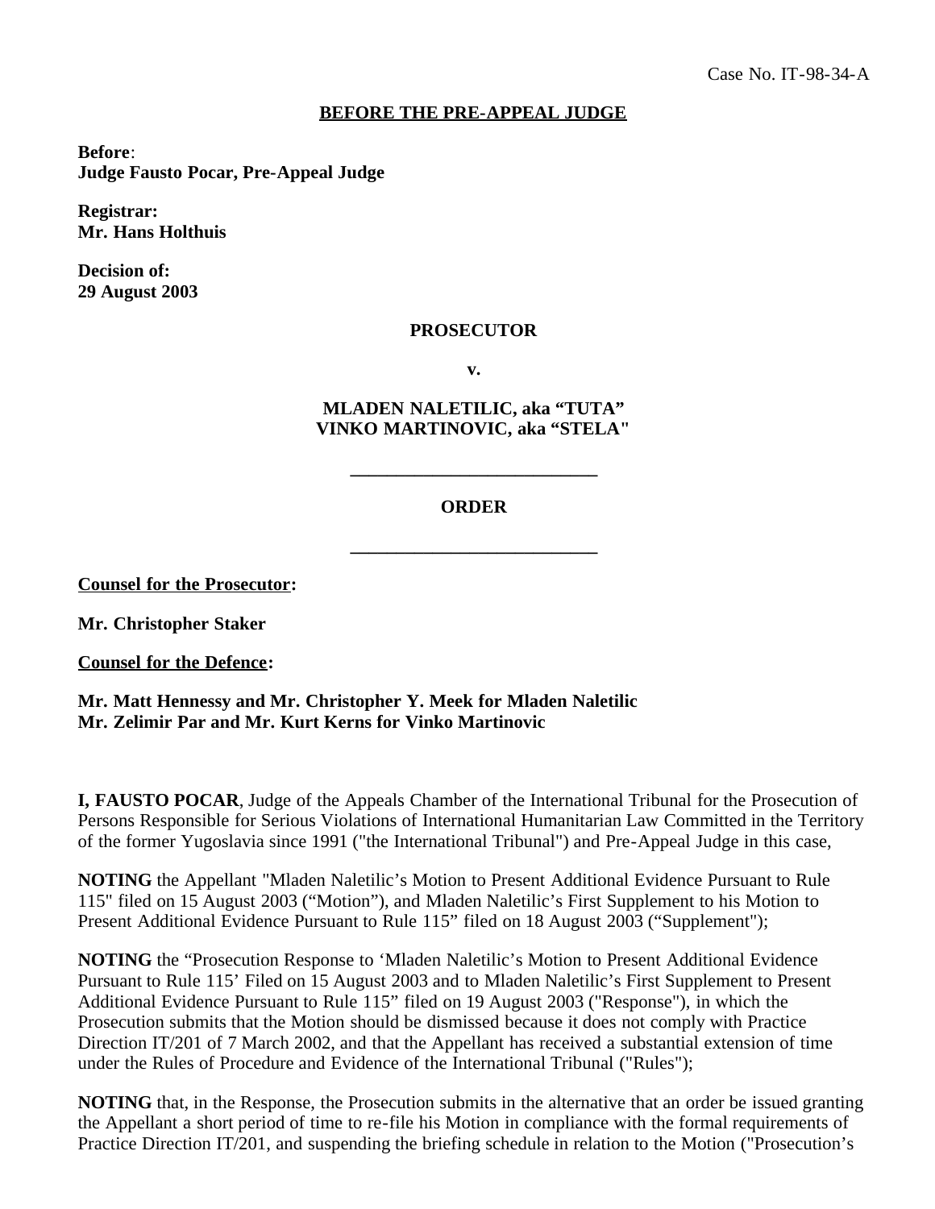Case No. IT-98-34-A

**BEFORE THE PRE-APPEAL JUDGE**

**Before**:
**Judge Fausto Pocar, Pre-Appeal Judge**

**Registrar:**
**Mr. Hans Holthuis**

**Decision of:**
**29 August 2003**

**PROSECUTOR**

**v.**

**MLADEN NALETILIC, aka "TUTA"**
**VINKO MARTINOVIC, aka "STELA"**

**___________________________**

**ORDER**

**___________________________**

**Counsel for the Prosecutor:**

**Mr. Christopher Staker**

**Counsel for the Defence:**

**Mr. Matt Hennessy and Mr. Christopher Y. Meek for Mladen Naletilic**
**Mr. Zelimir Par and Mr. Kurt Kerns for Vinko Martinovic**

**I, FAUSTO POCAR**, Judge of the Appeals Chamber of the International Tribunal for the Prosecution of Persons Responsible for Serious Violations of International Humanitarian Law Committed in the Territory of the former Yugoslavia since 1991 ("the International Tribunal") and Pre-Appeal Judge in this case,

**NOTING** the Appellant "Mladen Naletilic's Motion to Present Additional Evidence Pursuant to Rule 115" filed on 15 August 2003 ("Motion"), and Mladen Naletilic's First Supplement to his Motion to Present Additional Evidence Pursuant to Rule 115" filed on 18 August 2003 ("Supplement");

**NOTING** the "Prosecution Response to 'Mladen Naletilic's Motion to Present Additional Evidence Pursuant to Rule 115' Filed on 15 August 2003 and to Mladen Naletilic's First Supplement to Present Additional Evidence Pursuant to Rule 115" filed on 19 August 2003 ("Response"), in which the Prosecution submits that the Motion should be dismissed because it does not comply with Practice Direction IT/201 of 7 March 2002, and that the Appellant has received a substantial extension of time under the Rules of Procedure and Evidence of the International Tribunal ("Rules");

**NOTING** that, in the Response, the Prosecution submits in the alternative that an order be issued granting the Appellant a short period of time to re-file his Motion in compliance with the formal requirements of Practice Direction IT/201, and suspending the briefing schedule in relation to the Motion ("Prosecution's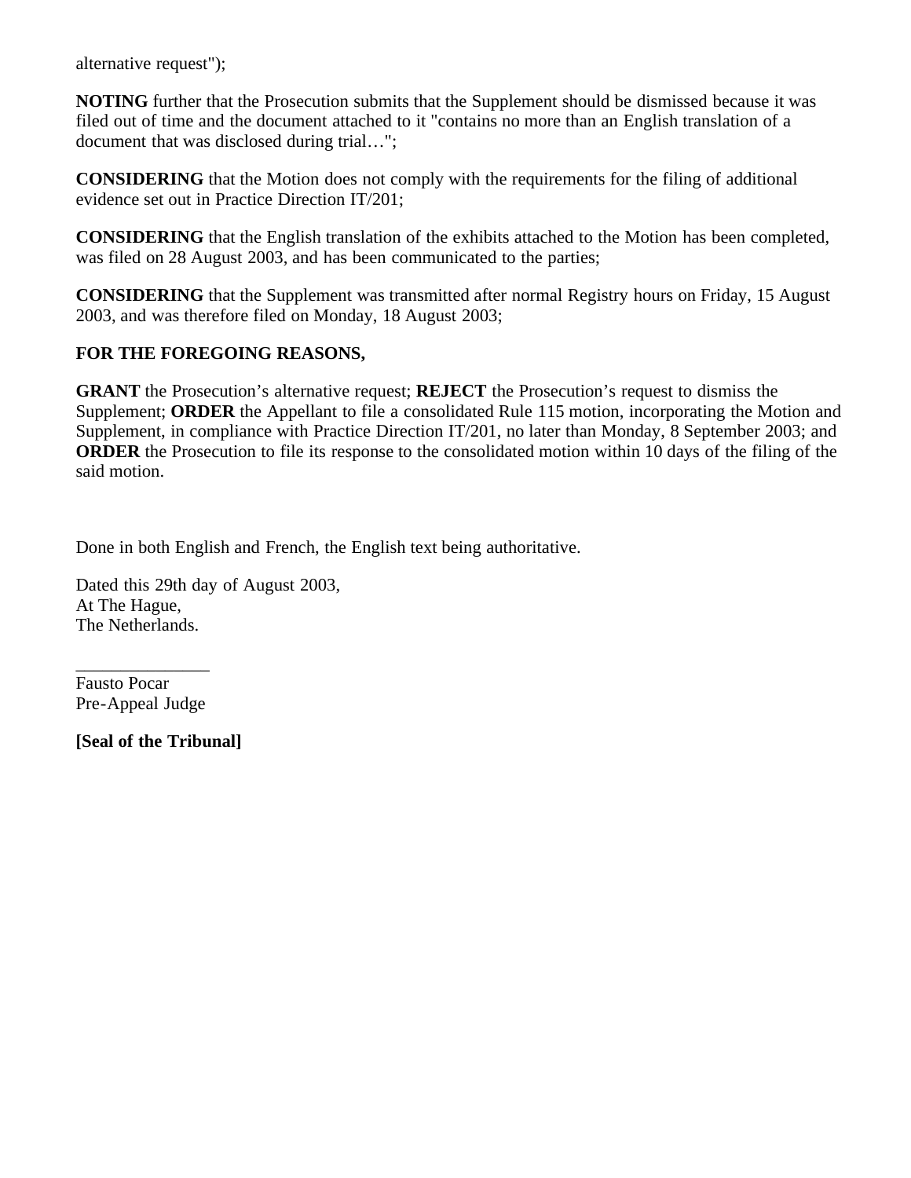alternative request");

**NOTING** further that the Prosecution submits that the Supplement should be dismissed because it was filed out of time and the document attached to it "contains no more than an English translation of a document that was disclosed during trial…";

**CONSIDERING** that the Motion does not comply with the requirements for the filing of additional evidence set out in Practice Direction IT/201;

**CONSIDERING** that the English translation of the exhibits attached to the Motion has been completed, was filed on 28 August 2003, and has been communicated to the parties;

**CONSIDERING** that the Supplement was transmitted after normal Registry hours on Friday, 15 August 2003, and was therefore filed on Monday, 18 August 2003;

**FOR THE FOREGOING REASONS,**

**GRANT** the Prosecution's alternative request; **REJECT** the Prosecution's request to dismiss the Supplement; **ORDER** the Appellant to file a consolidated Rule 115 motion, incorporating the Motion and Supplement, in compliance with Practice Direction IT/201, no later than Monday, 8 September 2003; and **ORDER** the Prosecution to file its response to the consolidated motion within 10 days of the filing of the said motion.

Done in both English and French, the English text being authoritative.

Dated this 29th day of August 2003,
At The Hague,
The Netherlands.

_______________
Fausto Pocar
Pre-Appeal Judge

**[Seal of the Tribunal]**